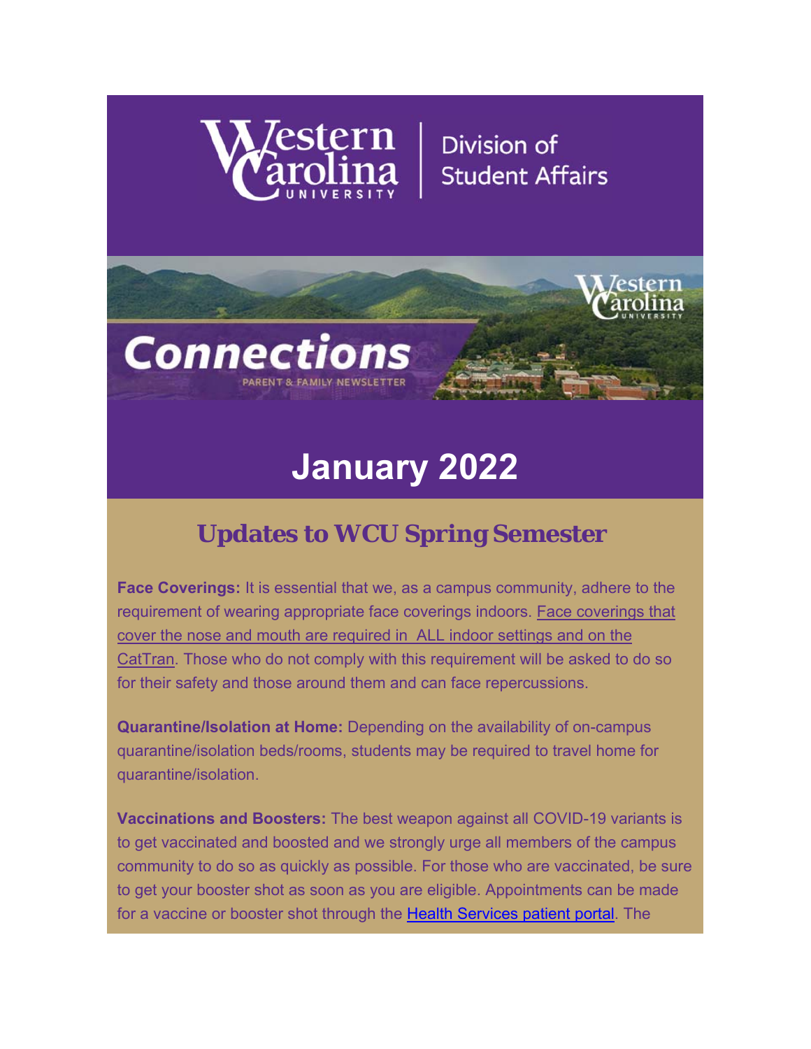Western Carolina University | Division of Student Affairs

Connections

PARENT & FAMILY NEWSLETTER

# January 2022

## Updates to WCU Spring Semester

**Face Coverings:** It is essential that we, as a campus community, adhere to the requirement of wearing appropriate face coverings indoors. Face coverings that cover the nose and mouth are required in ALL indoor settings and on the CatTran. Those who do not comply with this requirement will be asked to do so for their safety and those around them and can face repercussions.

**Quarantine/Isolation at Home:** Depending on the availability of on-campus quarantine/isolation beds/rooms, students may be required to travel home for quarantine/isolation.

**Vaccinations and Boosters:** The best weapon against all COVID-19 variants is to get vaccinated and boosted and we strongly urge all members of the campus community to do so as quickly as possible. For those who are vaccinated, be sure to get your booster shot as soon as you are eligible. Appointments can be made for a vaccine or booster shot through the Health Services patient portal. The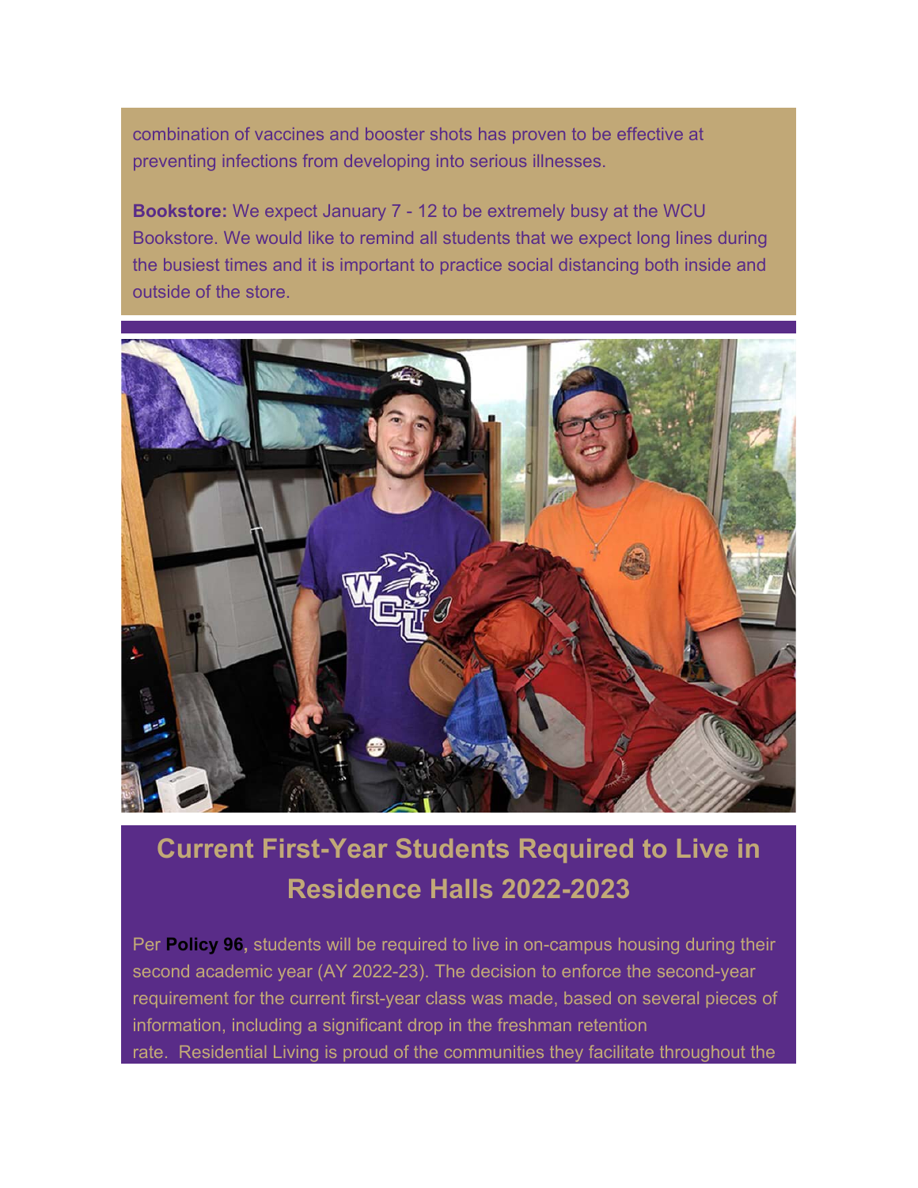combination of vaccines and booster shots has proven to be effective at preventing infections from developing into serious illnesses.

**Bookstore:** We expect January 7 - 12 to be extremely busy at the WCU Bookstore. We would like to remind all students that we expect long lines during the busiest times and it is important to practice social distancing both inside and outside of the store.

## Current First-Year Students Required to Live in Residence Halls 2022-2023

Per **Policy 96,** students will be required to live in on-campus housing during their second academic year (AY 2022-23). The decision to enforce the second-year requirement for the current first-year class was made, based on several pieces of information, including a significant drop in the freshman retention rate. Residential Living is proud of the communities they facilitate throughout the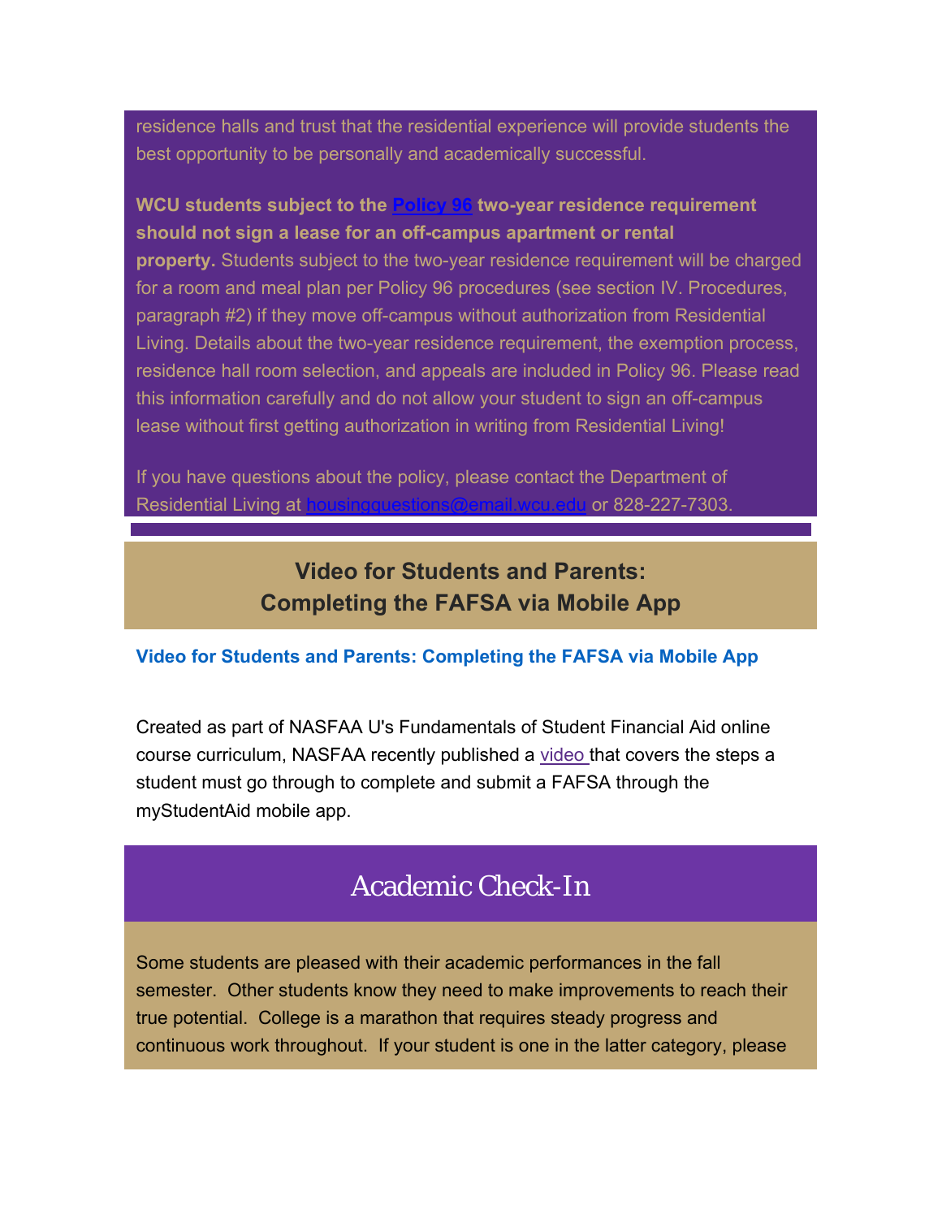residence halls and trust that the residential experience will provide students the best opportunity to be personally and academically successful.

**WCU students subject to the Policy 96 two-year residence requirement should not sign a lease for an off-campus apartment or rental property.** Students subject to the two-year residence requirement will be charged for a room and meal plan per Policy 96 procedures (see section IV. Procedures, paragraph #2) if they move off-campus without authorization from Residential Living. Details about the two-year residence requirement, the exemption process, residence hall room selection, and appeals are included in Policy 96. Please read this information carefully and do not allow your student to sign an off-campus lease without first getting authorization in writing from Residential Living!

If you have questions about the policy, please contact the Department of Residential Living at housingquestions@email.wcu.edu or 828-227-7303.

## Video for Students and Parents: Completing the FAFSA via Mobile App

**Video for Students and Parents: Completing the FAFSA via Mobile App**

Created as part of NASFAA U's Fundamentals of Student Financial Aid online course curriculum, NASFAA recently published a video that covers the steps a student must go through to complete and submit a FAFSA through the myStudentAid mobile app.

## Academic Check-In

Some students are pleased with their academic performances in the fall semester. Other students know they need to make improvements to reach their true potential. College is a marathon that requires steady progress and continuous work throughout. If your student is one in the latter category, please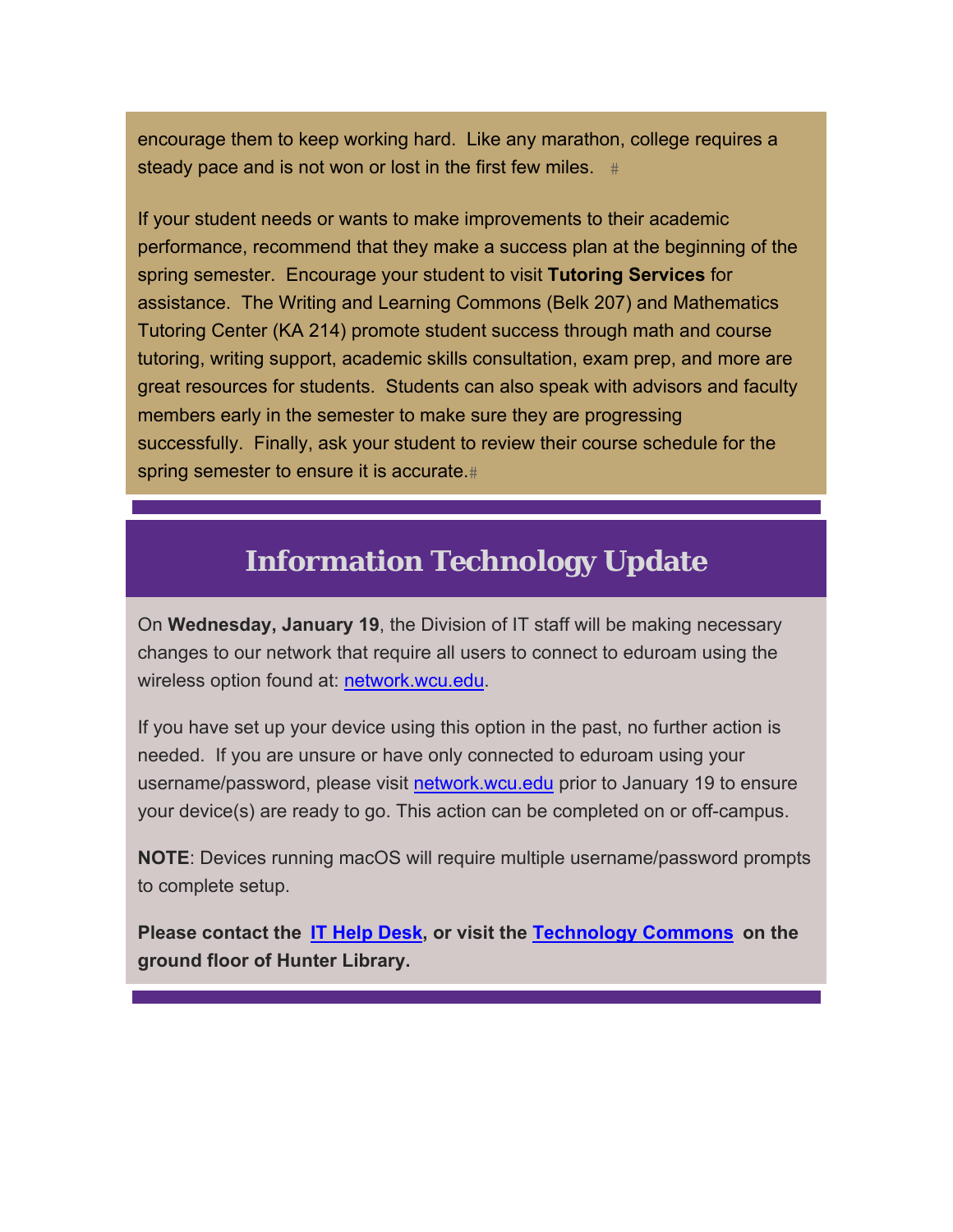encourage them to keep working hard.  Like any marathon, college requires a steady pace and is not won or lost in the first few miles. #

If your student needs or wants to make improvements to their academic performance, recommend that they make a success plan at the beginning of the spring semester.  Encourage your student to visit **Tutoring Services** for assistance.  The Writing and Learning Commons (Belk 207) and Mathematics Tutoring Center (KA 214) promote student success through math and course tutoring, writing support, academic skills consultation, exam prep, and more are great resources for students.  Students can also speak with advisors and faculty members early in the semester to make sure they are progressing successfully.  Finally, ask your student to review their course schedule for the spring semester to ensure it is accurate.#

## Information Technology Update

On **Wednesday, January 19**, the Division of IT staff will be making necessary changes to our network that require all users to connect to eduroam using the wireless option found at: network.wcu.edu.

If you have set up your device using this option in the past, no further action is needed.  If you are unsure or have only connected to eduroam using your username/password, please visit network.wcu.edu prior to January 19 to ensure your device(s) are ready to go. This action can be completed on or off-campus.

**NOTE**: Devices running macOS will require multiple username/password prompts to complete setup.

**Please contact the IT Help Desk, or visit the Technology Commons on the ground floor of Hunter Library.**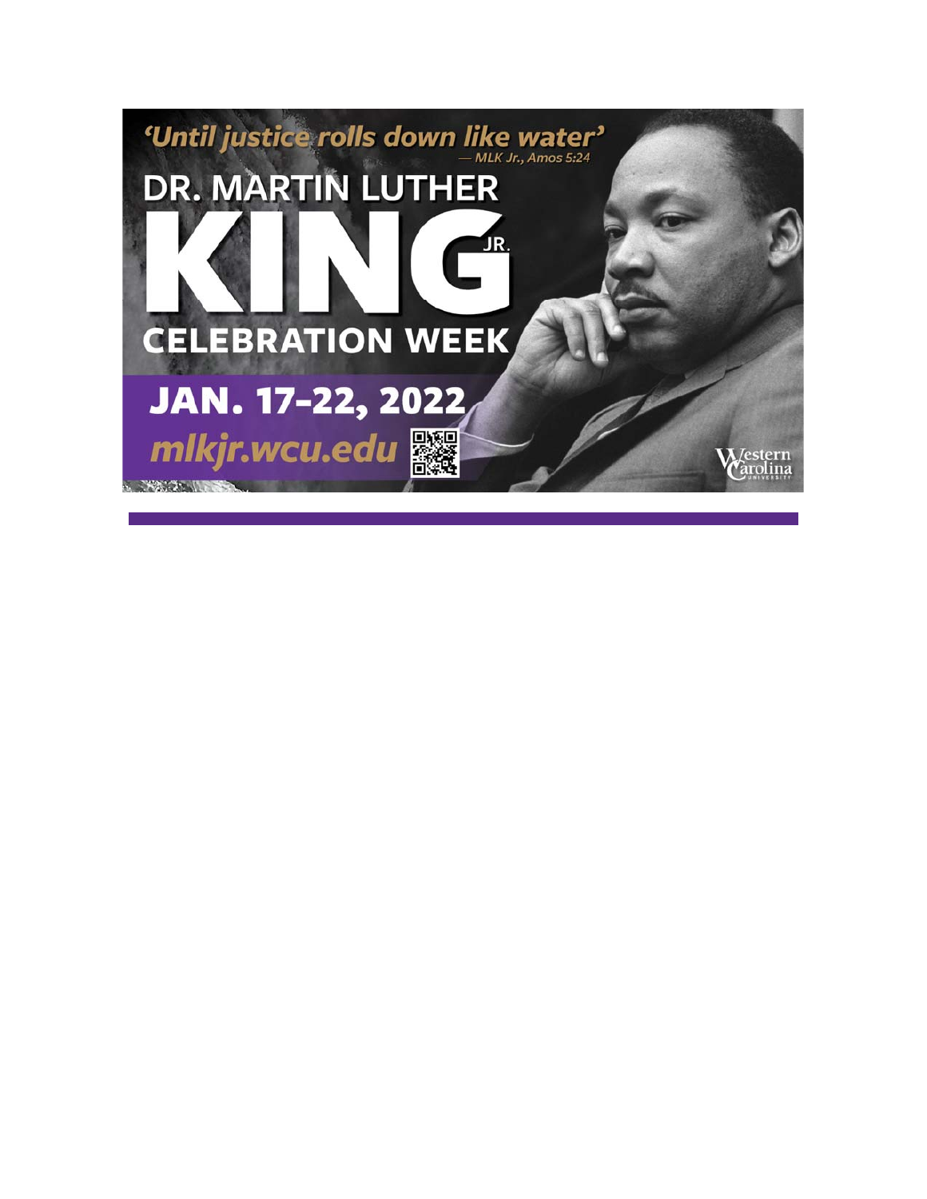*'Until justice rolls down like water'*
— *MLK Jr., Amos 5:24*

# DR. MARTIN LUTHER KING JR. CELEBRATION WEEK

## JAN. 17-22, 2022

**mlkjr.wcu.edu**

Western Carolina University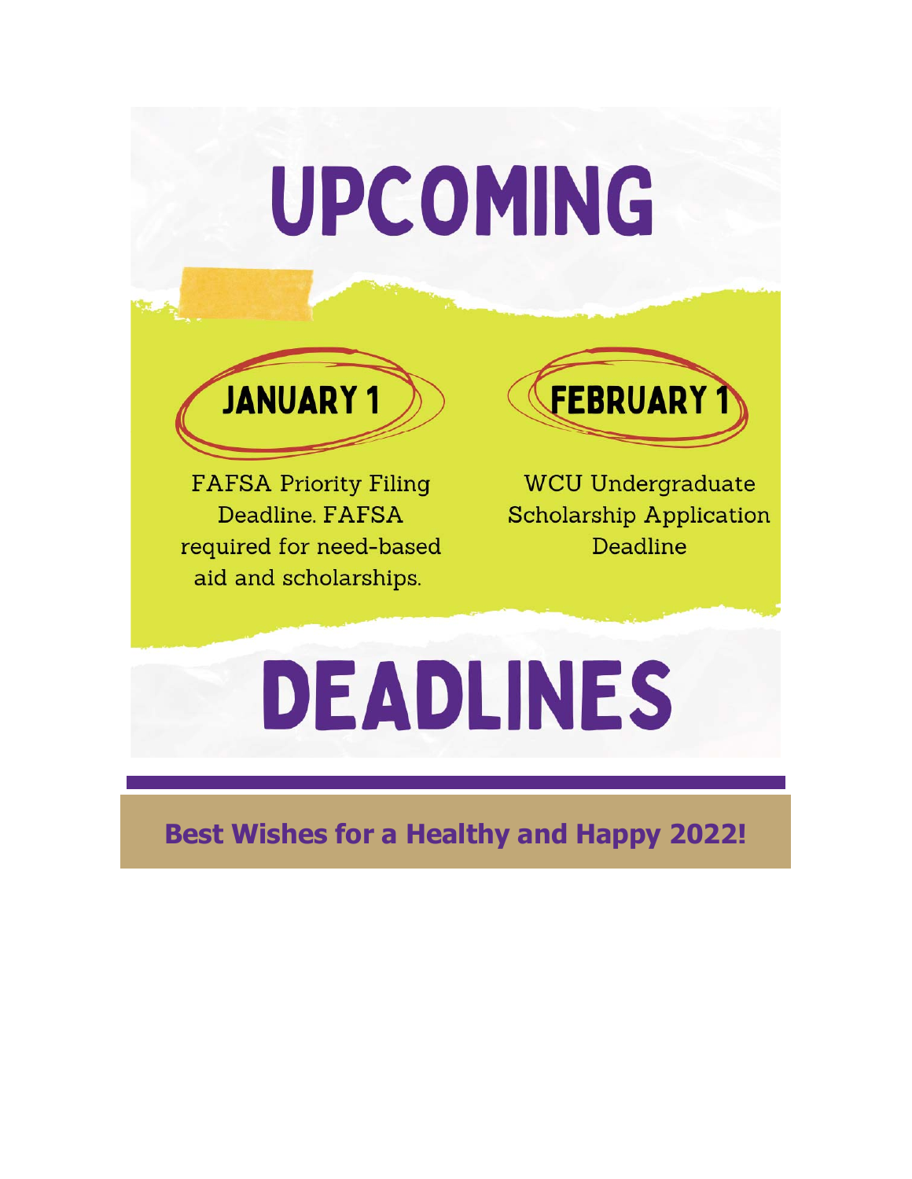# UPCOMING

## JANUARY 1

FAFSA Priority Filing Deadline. FAFSA required for need-based aid and scholarships.

## FEBRUARY 1

WCU Undergraduate Scholarship Application Deadline

# DEADLINES

**Best Wishes for a Healthy and Happy 2022!**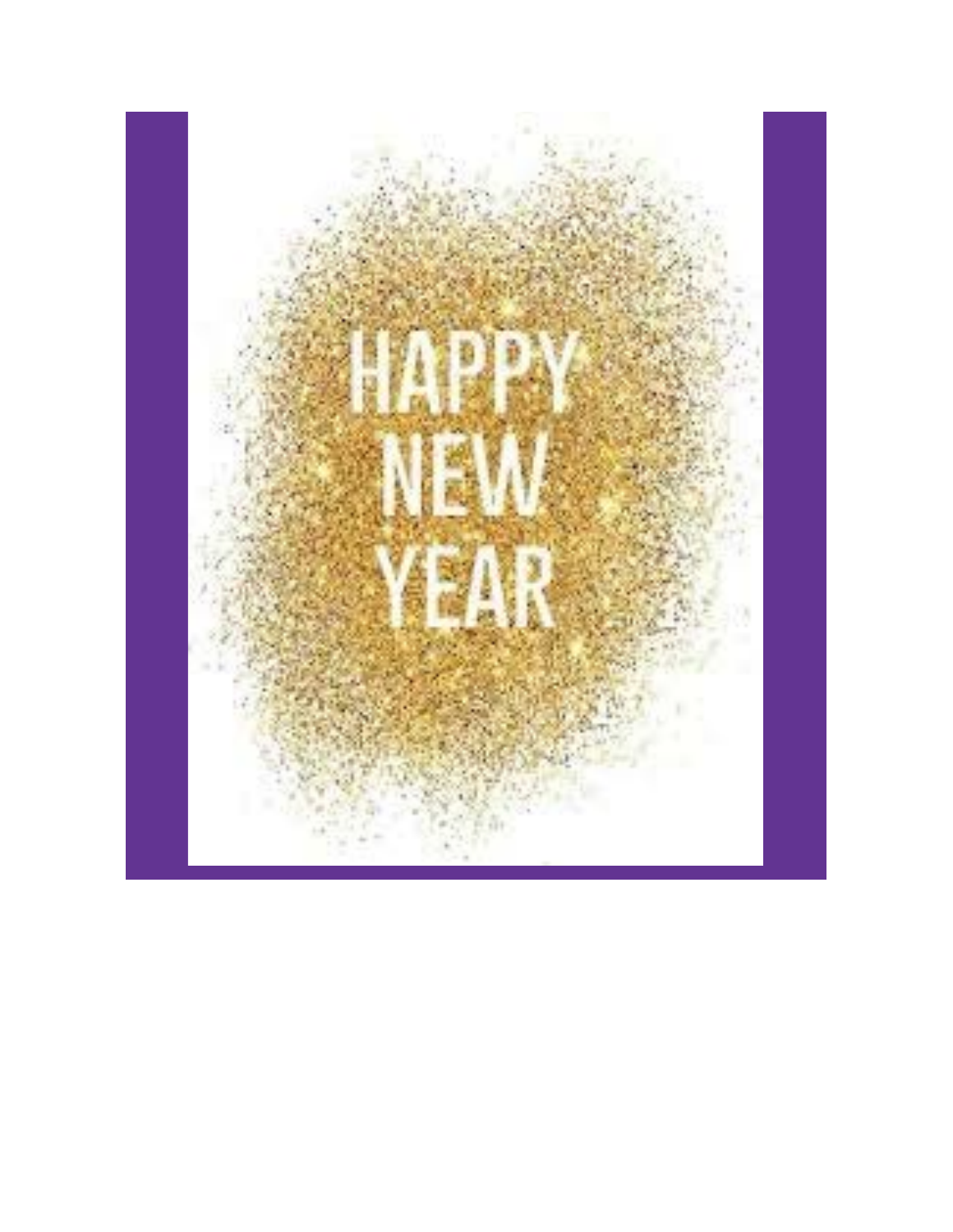HAPPY NEW YEAR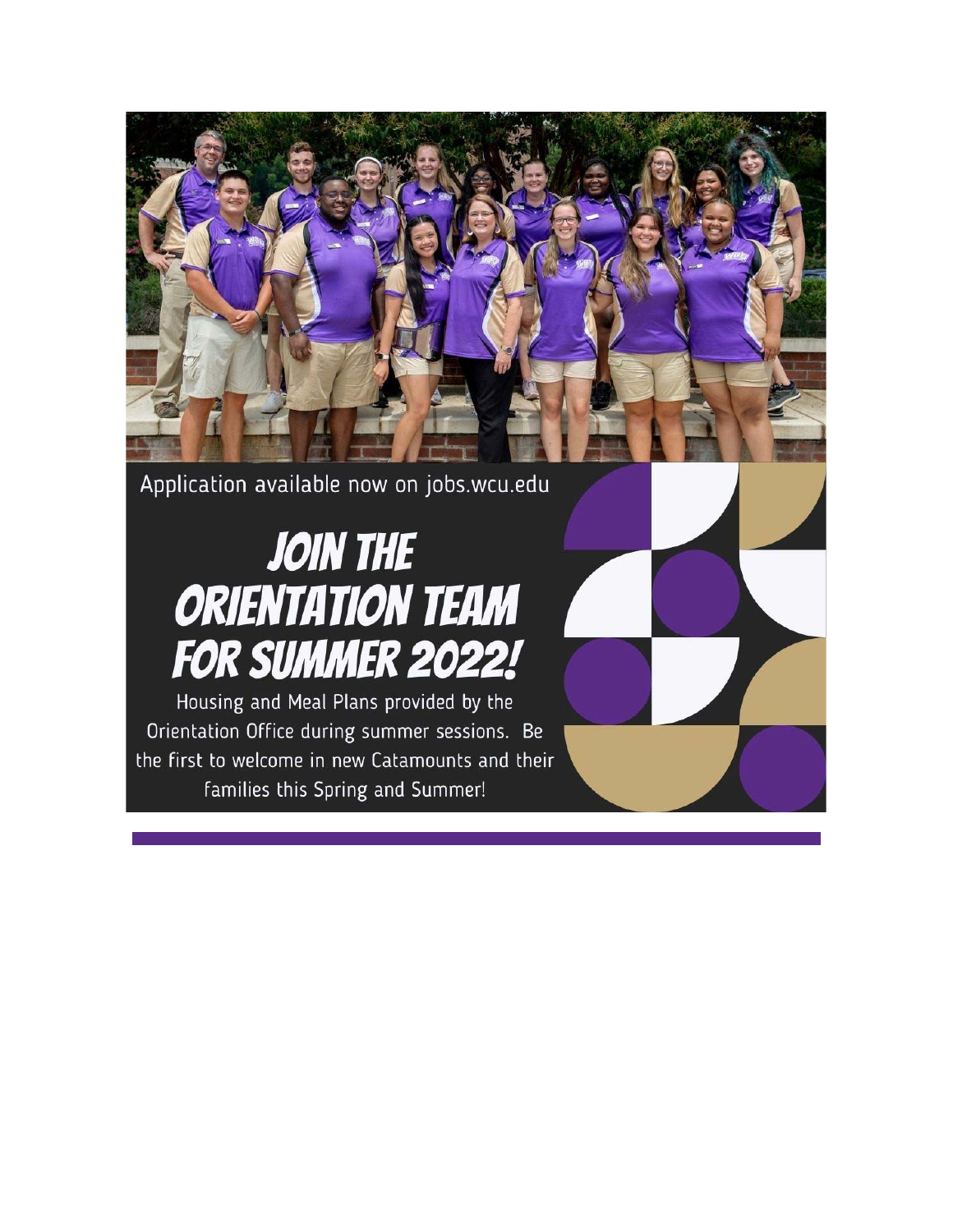Application available now on jobs.wcu.edu

# JOIN THE ORIENTATION TEAM FOR SUMMER 2022!

Housing and Meal Plans provided by the Orientation Office during summer sessions. Be the first to welcome in new Catamounts and their families this Spring and Summer!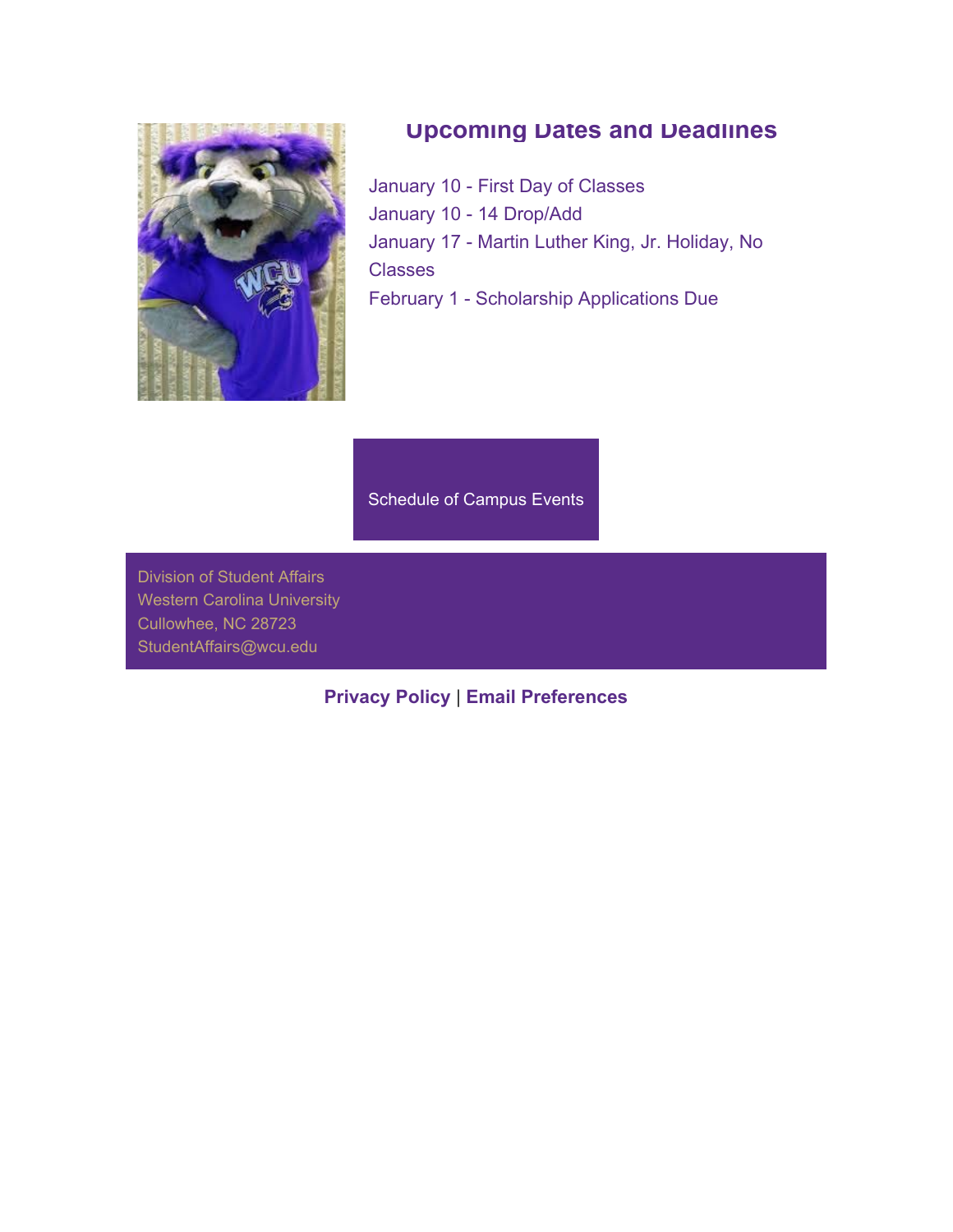## Upcoming Dates and Deadlines

January 10 - First Day of Classes
January 10 - 14 Drop/Add
January 17 - Martin Luther King, Jr. Holiday, No Classes
February 1 - Scholarship Applications Due

Schedule of Campus Events

Division of Student Affairs
Western Carolina University
Cullowhee, NC 28723
StudentAffairs@wcu.edu

**Privacy Policy** | **Email Preferences**